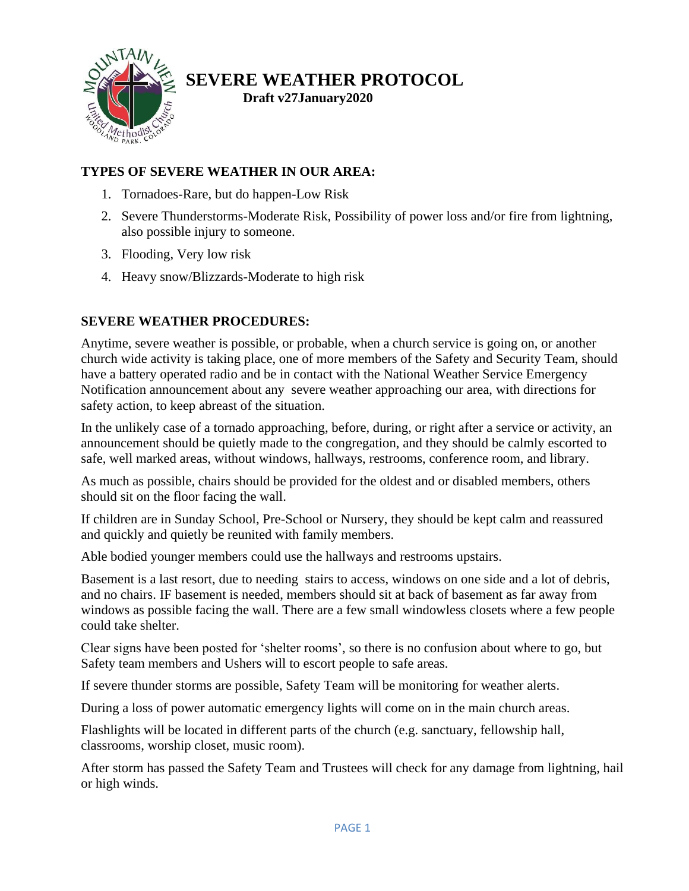# SEVERE WEATHER PROTOCOL

**Draft v27January2020**

## TYPES OF SEVERE WEATHER IN OUR AREA:

1. Tornadoes-Rare, but do happen-Low Risk
2. Severe Thunderstorms-Moderate Risk, Possibility of power loss and/or fire from lightning, also possible injury to someone.
3. Flooding, Very low risk
4. Heavy snow/Blizzards-Moderate to high risk

## SEVERE WEATHER PROCEDURES:

Anytime, severe weather is possible, or probable, when a church service is going on, or another church wide activity is taking place, one of more members of the Safety and Security Team, should have a battery operated radio and be in contact with the National Weather Service Emergency Notification announcement about any severe weather approaching our area, with directions for safety action, to keep abreast of the situation.

In the unlikely case of a tornado approaching, before, during, or right after a service or activity, an announcement should be quietly made to the congregation, and they should be calmly escorted to safe, well marked areas, without windows, hallways, restrooms, conference room, and library.

As much as possible, chairs should be provided for the oldest and or disabled members, others should sit on the floor facing the wall.

If children are in Sunday School, Pre-School or Nursery, they should be kept calm and reassured and quickly and quietly be reunited with family members.

Able bodied younger members could use the hallways and restrooms upstairs.

Basement is a last resort, due to needing stairs to access, windows on one side and a lot of debris, and no chairs. IF basement is needed, members should sit at back of basement as far away from windows as possible facing the wall. There are a few small windowless closets where a few people could take shelter.

Clear signs have been posted for 'shelter rooms', so there is no confusion about where to go, but Safety team members and Ushers will to escort people to safe areas.

If severe thunder storms are possible, Safety Team will be monitoring for weather alerts.

During a loss of power automatic emergency lights will come on in the main church areas.

Flashlights will be located in different parts of the church (e.g. sanctuary, fellowship hall, classrooms, worship closet, music room).

After storm has passed the Safety Team and Trustees will check for any damage from lightning, hail or high winds.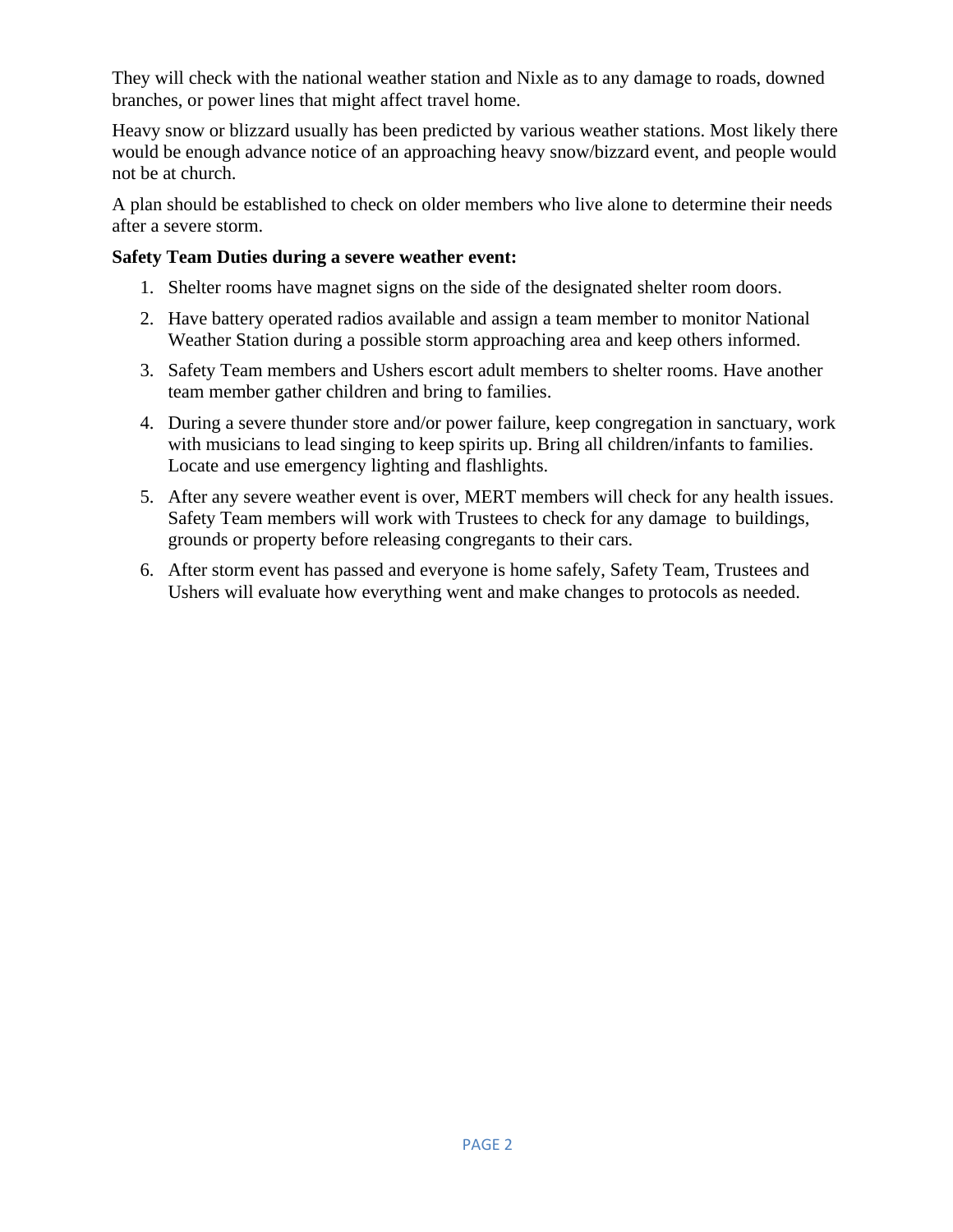They will check with the national weather station and Nixle as to any damage to roads, downed branches, or power lines that might affect travel home.

Heavy snow or blizzard usually has been predicted by various weather stations. Most likely there would be enough advance notice of an approaching heavy snow/bizzard event, and people would not be at church.

A plan should be established to check on older members who live alone to determine their needs after a severe storm.

**Safety Team Duties during a severe weather event:**

1. Shelter rooms have magnet signs on the side of the designated shelter room doors.
2. Have battery operated radios available and assign a team member to monitor National Weather Station during a possible storm approaching area and keep others informed.
3. Safety Team members and Ushers escort adult members to shelter rooms. Have another team member gather children and bring to families.
4. During a severe thunder store and/or power failure, keep congregation in sanctuary, work with musicians to lead singing to keep spirits up. Bring all children/infants to families. Locate and use emergency lighting and flashlights.
5. After any severe weather event is over, MERT members will check for any health issues. Safety Team members will work with Trustees to check for any damage to buildings, grounds or property before releasing congregants to their cars.
6. After storm event has passed and everyone is home safely, Safety Team, Trustees and Ushers will evaluate how everything went and make changes to protocols as needed.